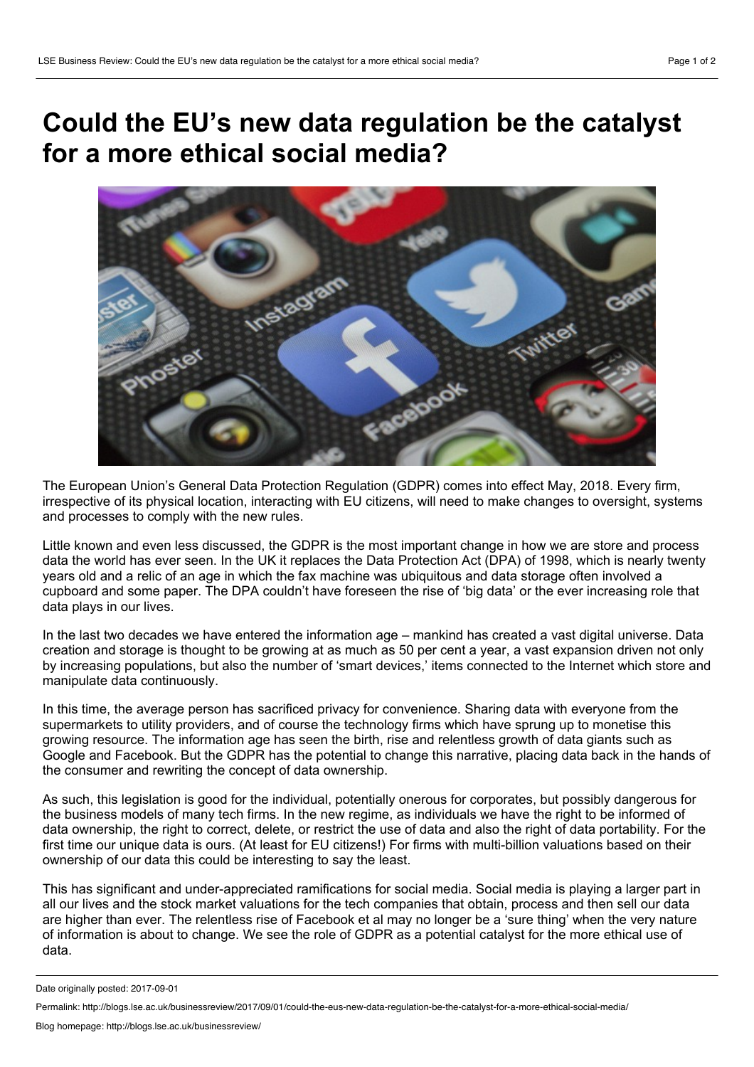# Could the EU's new data regulation be the catalyst for a more ethical social media?

The European Union's General Data Protection Regulation (GDPR) comes into effect May, 2018. Every firm, irrespective of its physical location, interacting with EU citizens, will need to make changes to oversight, systems and processes to comply with the new rules.

Little known and even less discussed, the GDPR is the most important change in how we are store and process data the world has ever seen. In the UK it replaces the Data Protection Act (DPA) of 1998, which is nearly twenty years old and a relic of an age in which the fax machine was ubiquitous and data storage often involved a cupboard and some paper. The DPA couldn't have foreseen the rise of 'big data' or the ever increasing role that data plays in our lives.

In the last two decades we have entered the information age – mankind has created a vast digital universe. Data creation and storage is thought to be growing at as much as 50 per cent a year, a vast expansion driven not only by increasing populations, but also the number of 'smart devices,' items connected to the Internet which store and manipulate data continuously.

In this time, the average person has sacrificed privacy for convenience. Sharing data with everyone from the supermarkets to utility providers, and of course the technology firms which have sprung up to monetise this growing resource. The information age has seen the birth, rise and relentless growth of data giants such as Google and Facebook. But the GDPR has the potential to change this narrative, placing data back in the hands of the consumer and rewriting the concept of data ownership.

As such, this legislation is good for the individual, potentially onerous for corporates, but possibly dangerous for the business models of many tech firms. In the new regime, as individuals we have the right to be informed of data ownership, the right to correct, delete, or restrict the use of data and also the right of data portability. For the first time our unique data is ours. (At least for EU citizens!) For firms with multi-billion valuations based on their ownership of our data this could be interesting to say the least.

This has significant and under-appreciated ramifications for social media. Social media is playing a larger part in all our lives and the stock market valuations for the tech companies that obtain, process and then sell our data are higher than ever. The relentless rise of Facebook et al may no longer be a 'sure thing' when the very nature of information is about to change. We see the role of GDPR as a potential catalyst for the more ethical use of data.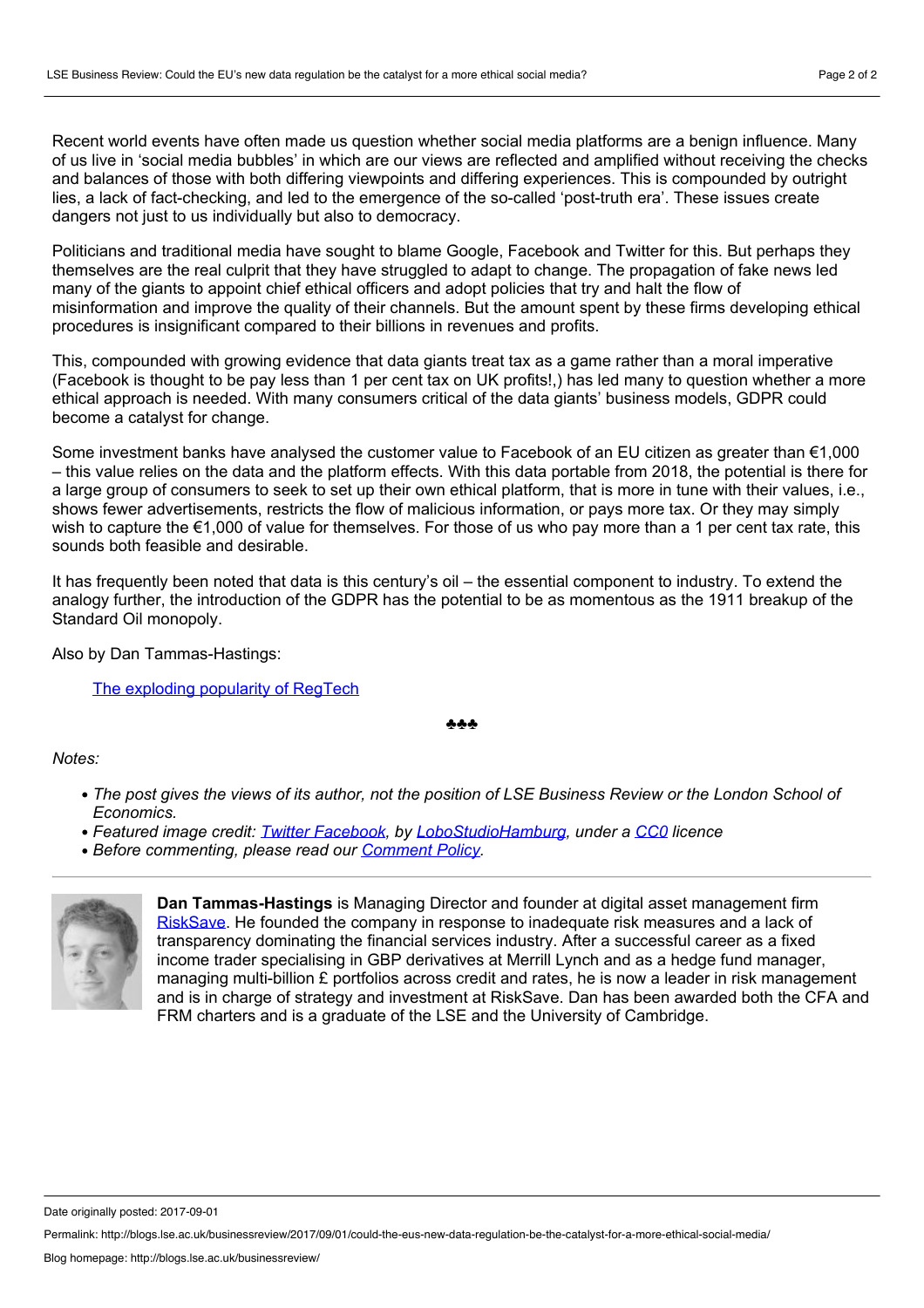Recent world events have often made us question whether social media platforms are a benign influence. Many of us live in 'social media bubbles' in which are our views are reflected and amplified without receiving the checks and balances of those with both differing viewpoints and differing experiences. This is compounded by outright lies, a lack of fact-checking, and led to the emergence of the so-called 'post-truth era'. These issues create dangers not just to us individually but also to democracy.

Politicians and traditional media have sought to blame Google, Facebook and Twitter for this. But perhaps they themselves are the real culprit that they have struggled to adapt to change. The propagation of fake news led many of the giants to appoint chief ethical officers and adopt policies that try and halt the flow of misinformation and improve the quality of their channels. But the amount spent by these firms developing ethical procedures is insignificant compared to their billions in revenues and profits.

This, compounded with growing evidence that data giants treat tax as a game rather than a moral imperative (Facebook is thought to be pay less than 1 per cent tax on UK profits!,) has led many to question whether a more ethical approach is needed. With many consumers critical of the data giants' business models, GDPR could become a catalyst for change.

Some investment banks have analysed the customer value to Facebook of an EU citizen as greater than €1,000 – this value relies on the data and the platform effects. With this data portable from 2018, the potential is there for a large group of consumers to seek to set up their own ethical platform, that is more in tune with their values, i.e., shows fewer advertisements, restricts the flow of malicious information, or pays more tax. Or they may simply wish to capture the €1,000 of value for themselves. For those of us who pay more than a 1 per cent tax rate, this sounds both feasible and desirable.

It has frequently been noted that data is this century's oil – the essential component to industry. To extend the analogy further, the introduction of the GDPR has the potential to be as momentous as the 1911 breakup of the Standard Oil monopoly.

Also by Dan Tammas-Hastings:

- The exploding popularity of RegTech

♣♣♣

*Notes:*

- *The post gives the views of its author, not the position of LSE Business Review or the London School of Economics.*
- *Featured image credit: Twitter Facebook, by LoboStudioHamburg, under a CC0 licence*
- *Before commenting, please read our Comment Policy.*

---

**Dan Tammas-Hastings** is Managing Director and founder at digital asset management firm RiskSave. He founded the company in response to inadequate risk measures and a lack of transparency dominating the financial services industry. After a successful career as a fixed income trader specialising in GBP derivatives at Merrill Lynch and as a hedge fund manager, managing multi-billion £ portfolios across credit and rates, he is now a leader in risk management and is in charge of strategy and investment at RiskSave. Dan has been awarded both the CFA and FRM charters and is a graduate of the LSE and the University of Cambridge.

Date originally posted: 2017-09-01

Permalink: http://blogs.lse.ac.uk/businessreview/2017/09/01/could-the-eus-new-data-regulation-be-the-catalyst-for-a-more-ethical-social-media/

Blog homepage: http://blogs.lse.ac.uk/businessreview/